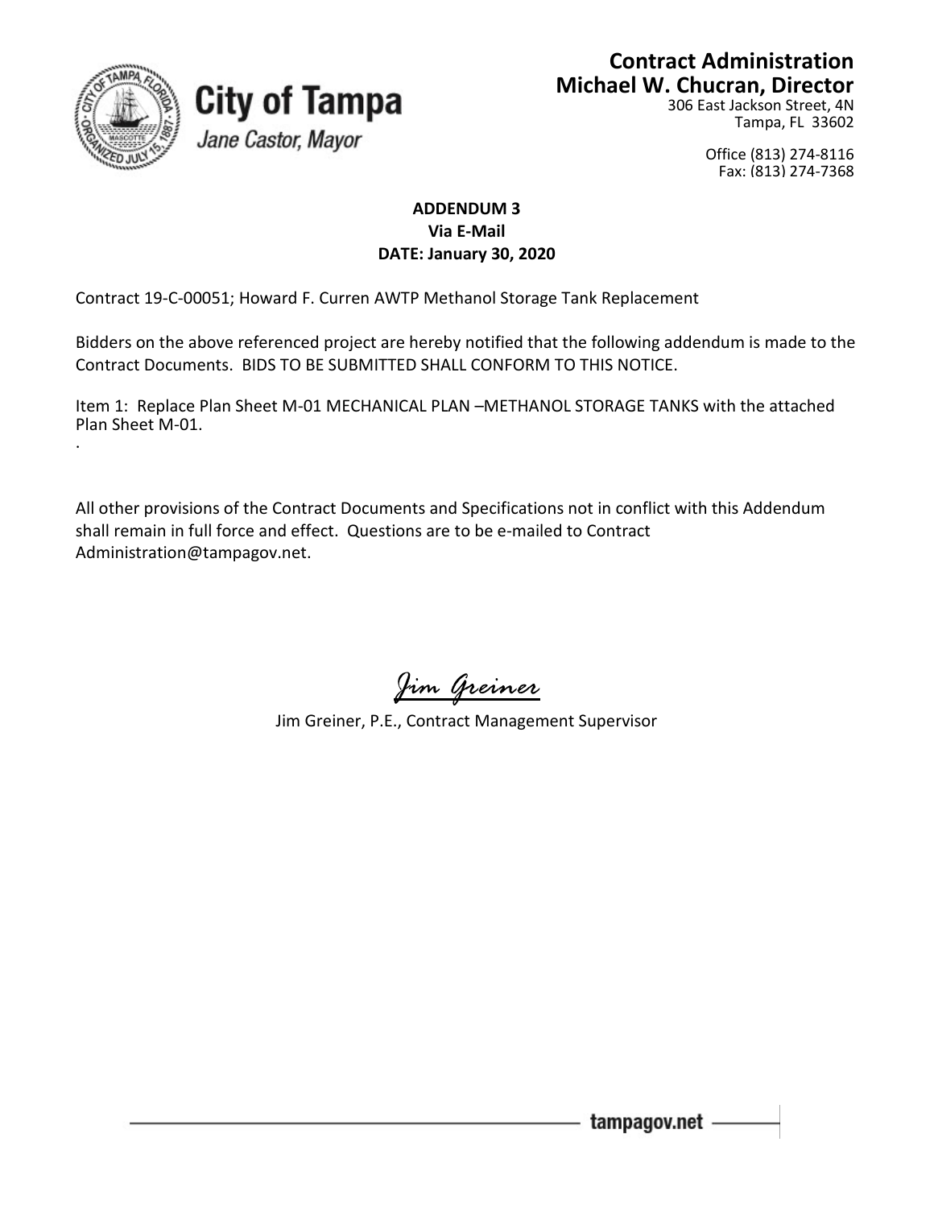**City of Tampa**
*Jane Castor, Mayor*

**Contract Administration**
**Michael W. Chucran, Director**
306 East Jackson Street, 4N
Tampa, FL 33602

Office (813) 274-8116
Fax: (813) 274-7368

**ADDENDUM 3**
**Via E-Mail**
**DATE: January 30, 2020**

Contract 19-C-00051; Howard F. Curren AWTP Methanol Storage Tank Replacement

Bidders on the above referenced project are hereby notified that the following addendum is made to the Contract Documents. BIDS TO BE SUBMITTED SHALL CONFORM TO THIS NOTICE.

Item 1: Replace Plan Sheet M-01 MECHANICAL PLAN –METHANOL STORAGE TANKS with the attached Plan Sheet M-01.

All other provisions of the Contract Documents and Specifications not in conflict with this Addendum shall remain in full force and effect. Questions are to be e-mailed to Contract Administration@tampagov.net.

*Jim Greiner*

Jim Greiner, P.E., Contract Management Supervisor

tampagov.net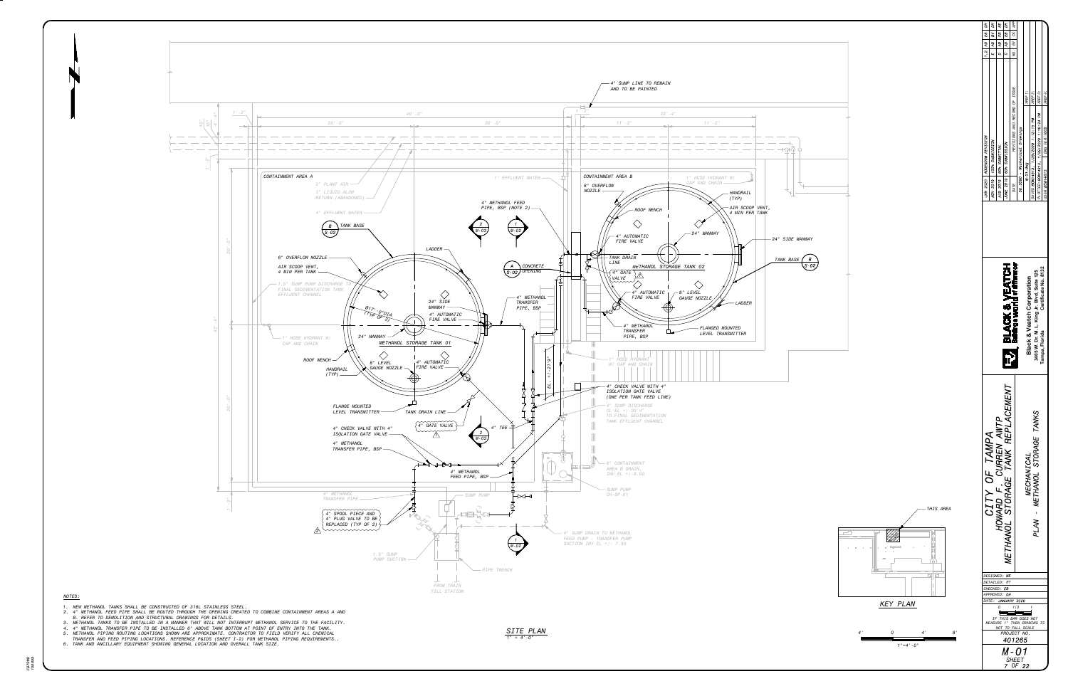# CITY OF TAMPA
## HOWARD F. CURREN AWTP
## METHANOL STORAGE TANK REPLACEMENT

### MECHANICAL
### PLAN - METHANOL STORAGE TANKS

CONTAINMENT AREA A

3" PLANT AIR

3" LIQUID ALUM RETURN (ABANDONED)

4" EFFLUENT WATER

1" EFFLUENT WATER

4" METHANOL FEED PIPE, BSP (NOTE 2)

TANK BASE

6" OVERFLOW NOZZLE

AIR SCOOP VENT, 4 MIN PER TANK

1.5" SUMP PUMP DISCHARGE TO FINAL SEDIMENTATION TANK EFFLUENT CHANNEL

Ø12'-0" DIA (TYP OF 2)

1" HOSE HYDRANT W/ CAP AND CHAIN

24" MANWAY

ROOF WENCH

HANDRAIL (TYP)

8" LEVEL GAUGE NOZZLE

4" AUTOMATIC FIRE VALVE

METHANOL STORAGE TANK 01

24" SIDE MANWAY

4" AUTOMATIC FIRE VALVE

LADDER

CONCRETE OPENING

4" METHANOL TRANSFER PIPE, BSP

FLANGE MOUNTED LEVEL TRANSMITTER

TANK DRAIN LINE

4" GATE VALVE

4" CHECK VALVE WITH 4" ISOLATION GATE VALVE

4" METHANOL TRANSFER PIPE, BSP

4" TEE

4" METHANOL FEED PIPE, BSP

4" METHANOL TRANSFER PIPE

SUMP PUMP

4" SPOOL PIECE AND 4" PLUG VALVE TO BE REPLACED (TYP OF 2)

1.5" SUMP PUMP SUCTION

PIPE TRENCH

FROM TRAIN FILL STATION

EL +/-21.9'

4" SUMP LINE TO REMAIN AND TO BE PAINTED

CONTAINMENT AREA B

6" OVERFLOW NOZZLE

1" HOSE HYDRANT W/ CAP AND CHAIN

HANDRAIL (TYP)

AIR SCOOP VENT, 4 MIN PER TANK

ROOF WENCH

24" MANWAY

24" SIDE MANWAY

4" AUTOMATIC FIRE VALVE

TANK DRAIN LINE

METHANOL STORAGE TANK 02

4" GATE VALVE

4" AUTOMATIC FIRE VALVE

8" LEVEL GAUGE NOZZLE

TANK BASE

LADDER

4" METHANOL TRANSFER PIPE, BSP

FLANGED MOUNTED LEVEL TRANSMITTER

1" HOSE HYDRANT W/ CAP AND CHAIN

4" CHECK VALVE WITH 4" ISOLATION GATE VALVE (ONE PER TANK FEED LINE)

4" SUMP DISCHARGE CL EL +/-20.4' TO FINAL SEDIMENTATION TANK EFFLUENT CHANNEL

6" CONTAINMENT AREA B DRAIN, INV EL +/-8.50

SUMP PUMP CH-SP-01

4" SUMP DRAIN TO METHANOL FEED PUMP - TRANSFER PUMP SUCTION INV EL +/- 7.50

Dimensions: 1'-2", 40'-0", 20'-0", 20'-0", 1'-2", 22'-4", 11'-2", 11'-2", 42'-4", 20'-0", 20'-0", 1'-2"

SITE PLAN
1" = 4'-0"

KEY PLAN

THIS AREA

1"=4'-0"

## NOTES:

1. NEW METHANOL TANKS SHALL BE CONSTRUCTED OF 316L STAINLESS STEEL.
2. 4" METHANOL FEED PIPE SHALL BE ROUTED THROUGH THE OPENING CREATED TO COMBINE CONTAINMENT AREAS A AND B. REFER TO DEMOLITION AND STRUCTURAL DRAWINGS FOR DETAILS.
3. METHANOL TANKS TO BE INSTALLED IN A MANNER THAT WILL NOT INTERRUPT METHANOL SERVICE TO THE FACILITY.
4. 4" METHANOL TRANSFER PIPE TO BE INSTALLED 6" ABOVE TANK BOTTOM AT POINT OF ENTRY INTO THE TANK.
5. METHANOL PIPING ROUTING LOCATIONS SHOWN ARE APPROXIMATE. CONTRACTOR TO FIELD VERIFY ALL CHEMICAL TRANSFER AND FEED PIPING LOCATIONS. REFERENCE P&IDS (SHEET I-2) FOR METHANOL PIPING REQUIREMENTS..
6. TANK AND ANCILLARY EQUIPMENT SHOWING GENERAL LOCATION AND OVERALL TANK SIZE.

| DATE | REVISIONS AND RECORD OF ISSUE | NO. | BY | CK | APP |
|---|---|---|---|---|---|
| JAN 2020 | ADDENDUM REVISION | 1,2 | AO | SH | DH |
| NOV 2019 | 100% SUBMISSION | E | AO | SH | DH |
| AUG 2019 | 90% SUBMITTAL | D | AO | EB | NT |
| JUNE 2019 | 60% SUBMISSION | C | AO | EB | DH |

BLACK & VEATCH
Building a world of difference

Black & Veatch Corporation
3401 W. Dr. M.L. King Jr. Blvd. Suite 125
Tampa, Florida Certificate No. 8132

DESIGNED: NE
DETAILED: HT
CHECKED: EB
APPROVED: DH
DATE: JANUARY 2020

IF THIS BAR DOES NOT MEASURE 1" THEN DRAWING IS NOT TO FULL SCALE

PROJECT NO.
401265

M-01
SHEET
7 OF 22